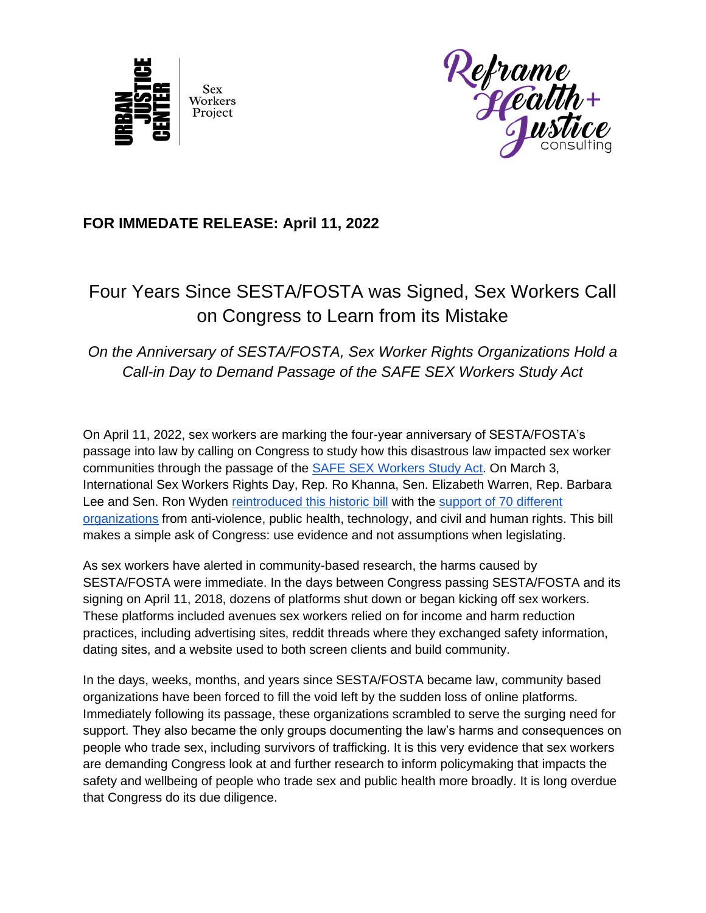Urban Justice Center Sex Workers Project

Reframe Health + Justice consulting

**FOR IMMEDATE RELEASE: April 11, 2022**

# Four Years Since SESTA/FOSTA was Signed, Sex Workers Call on Congress to Learn from its Mistake

*On the Anniversary of SESTA/FOSTA, Sex Worker Rights Organizations Hold a Call-in Day to Demand Passage of the SAFE SEX Workers Study Act*

On April 11, 2022, sex workers are marking the four-year anniversary of SESTA/FOSTA's passage into law by calling on Congress to study how this disastrous law impacted sex worker communities through the passage of the SAFE SEX Workers Study Act. On March 3, International Sex Workers Rights Day, Rep. Ro Khanna, Sen. Elizabeth Warren, Rep. Barbara Lee and Sen. Ron Wyden reintroduced this historic bill with the support of 70 different organizations from anti-violence, public health, technology, and civil and human rights. This bill makes a simple ask of Congress: use evidence and not assumptions when legislating.

As sex workers have alerted in community-based research, the harms caused by SESTA/FOSTA were immediate. In the days between Congress passing SESTA/FOSTA and its signing on April 11, 2018, dozens of platforms shut down or began kicking off sex workers. These platforms included avenues sex workers relied on for income and harm reduction practices, including advertising sites, reddit threads where they exchanged safety information, dating sites, and a website used to both screen clients and build community.

In the days, weeks, months, and years since SESTA/FOSTA became law, community based organizations have been forced to fill the void left by the sudden loss of online platforms. Immediately following its passage, these organizations scrambled to serve the surging need for support. They also became the only groups documenting the law's harms and consequences on people who trade sex, including survivors of trafficking. It is this very evidence that sex workers are demanding Congress look at and further research to inform policymaking that impacts the safety and wellbeing of people who trade sex and public health more broadly. It is long overdue that Congress do its due diligence.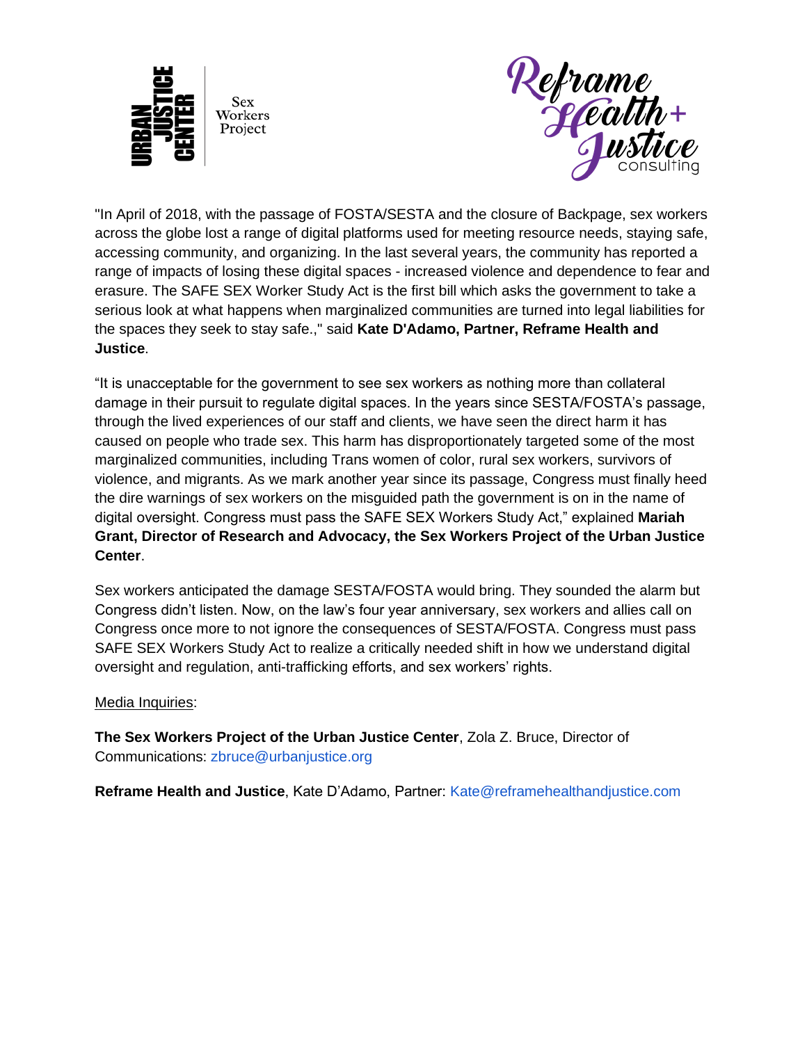"In April of 2018, with the passage of FOSTA/SESTA and the closure of Backpage, sex workers across the globe lost a range of digital platforms used for meeting resource needs, staying safe, accessing community, and organizing. In the last several years, the community has reported a range of impacts of losing these digital spaces - increased violence and dependence to fear and erasure. The SAFE SEX Worker Study Act is the first bill which asks the government to take a serious look at what happens when marginalized communities are turned into legal liabilities for the spaces they seek to stay safe.," said **Kate D'Adamo, Partner, Reframe Health and Justice**.

"It is unacceptable for the government to see sex workers as nothing more than collateral damage in their pursuit to regulate digital spaces. In the years since SESTA/FOSTA's passage, through the lived experiences of our staff and clients, we have seen the direct harm it has caused on people who trade sex. This harm has disproportionately targeted some of the most marginalized communities, including Trans women of color, rural sex workers, survivors of violence, and migrants. As we mark another year since its passage, Congress must finally heed the dire warnings of sex workers on the misguided path the government is on in the name of digital oversight. Congress must pass the SAFE SEX Workers Study Act," explained **Mariah Grant, Director of Research and Advocacy, the Sex Workers Project of the Urban Justice Center**.

Sex workers anticipated the damage SESTA/FOSTA would bring. They sounded the alarm but Congress didn't listen. Now, on the law's four year anniversary, sex workers and allies call on Congress once more to not ignore the consequences of SESTA/FOSTA. Congress must pass SAFE SEX Workers Study Act to realize a critically needed shift in how we understand digital oversight and regulation, anti-trafficking efforts, and sex workers' rights.

Media Inquiries:

**The Sex Workers Project of the Urban Justice Center**, Zola Z. Bruce, Director of Communications: zbruce@urbanjustice.org

**Reframe Health and Justice**, Kate D'Adamo, Partner: Kate@reframehealthandjustice.com